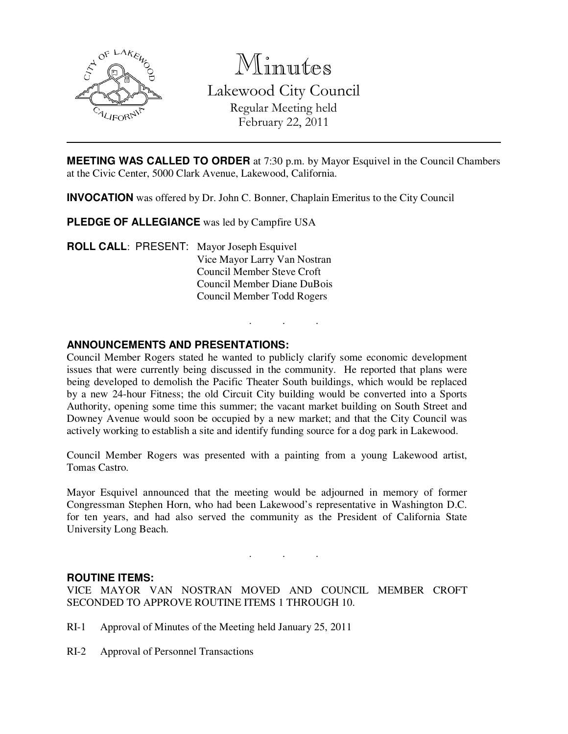# Minutes

## Lakewood City Council

Regular Meeting held
February 22, 2011

---

**MEETING WAS CALLED TO ORDER** at 7:30 p.m. by Mayor Esquivel in the Council Chambers at the Civic Center, 5000 Clark Avenue, Lakewood, California.

**INVOCATION** was offered by Dr. John C. Bonner, Chaplain Emeritus to the City Council

**PLEDGE OF ALLEGIANCE** was led by Campfire USA

**ROLL CALL**: PRESENT: Mayor Joseph Esquivel
Vice Mayor Larry Van Nostran
Council Member Steve Croft
Council Member Diane DuBois
Council Member Todd Rogers

. . .

**ANNOUNCEMENTS AND PRESENTATIONS:**

Council Member Rogers stated he wanted to publicly clarify some economic development issues that were currently being discussed in the community. He reported that plans were being developed to demolish the Pacific Theater South buildings, which would be replaced by a new 24-hour Fitness; the old Circuit City building would be converted into a Sports Authority, opening some time this summer; the vacant market building on South Street and Downey Avenue would soon be occupied by a new market; and that the City Council was actively working to establish a site and identify funding source for a dog park in Lakewood.

Council Member Rogers was presented with a painting from a young Lakewood artist, Tomas Castro.

Mayor Esquivel announced that the meeting would be adjourned in memory of former Congressman Stephen Horn, who had been Lakewood's representative in Washington D.C. for ten years, and had also served the community as the President of California State University Long Beach.

. . .

**ROUTINE ITEMS:**

VICE MAYOR VAN NOSTRAN MOVED AND COUNCIL MEMBER CROFT SECONDED TO APPROVE ROUTINE ITEMS 1 THROUGH 10.

RI-1 Approval of Minutes of the Meeting held January 25, 2011

RI-2 Approval of Personnel Transactions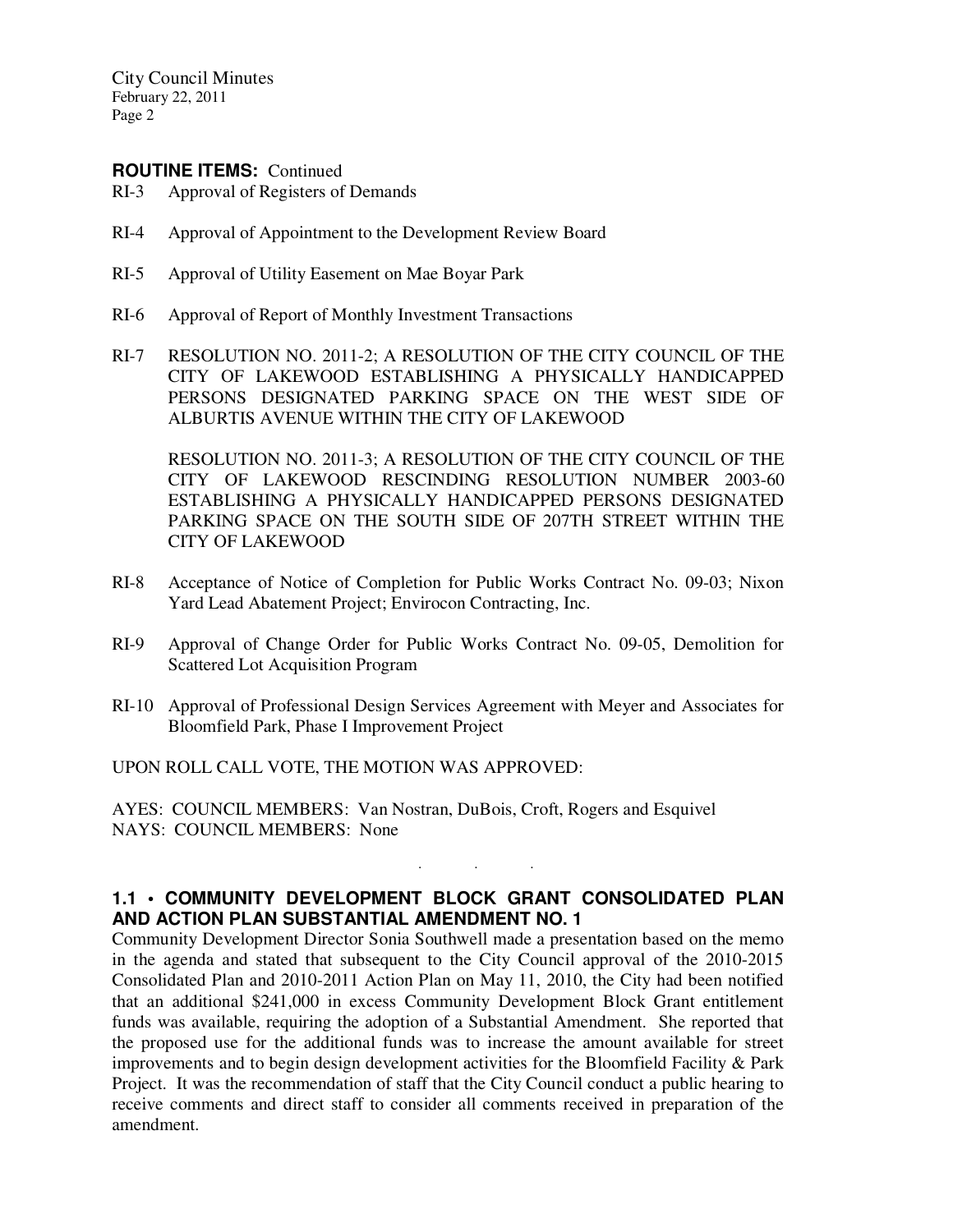**ROUTINE ITEMS:** Continued

RI-3 Approval of Registers of Demands

RI-4 Approval of Appointment to the Development Review Board

RI-5 Approval of Utility Easement on Mae Boyar Park

RI-6 Approval of Report of Monthly Investment Transactions

RI-7 RESOLUTION NO. 2011-2; A RESOLUTION OF THE CITY COUNCIL OF THE CITY OF LAKEWOOD ESTABLISHING A PHYSICALLY HANDICAPPED PERSONS DESIGNATED PARKING SPACE ON THE WEST SIDE OF ALBURTIS AVENUE WITHIN THE CITY OF LAKEWOOD

RESOLUTION NO. 2011-3; A RESOLUTION OF THE CITY COUNCIL OF THE CITY OF LAKEWOOD RESCINDING RESOLUTION NUMBER 2003-60 ESTABLISHING A PHYSICALLY HANDICAPPED PERSONS DESIGNATED PARKING SPACE ON THE SOUTH SIDE OF 207TH STREET WITHIN THE CITY OF LAKEWOOD

RI-8 Acceptance of Notice of Completion for Public Works Contract No. 09-03; Nixon Yard Lead Abatement Project; Envirocon Contracting, Inc.

RI-9 Approval of Change Order for Public Works Contract No. 09-05, Demolition for Scattered Lot Acquisition Program

RI-10 Approval of Professional Design Services Agreement with Meyer and Associates for Bloomfield Park, Phase I Improvement Project

UPON ROLL CALL VOTE, THE MOTION WAS APPROVED:

AYES: COUNCIL MEMBERS: Van Nostran, DuBois, Croft, Rogers and Esquivel
NAYS: COUNCIL MEMBERS: None

. . .

**1.1 • COMMUNITY DEVELOPMENT BLOCK GRANT CONSOLIDATED PLAN AND ACTION PLAN SUBSTANTIAL AMENDMENT NO. 1**

Community Development Director Sonia Southwell made a presentation based on the memo in the agenda and stated that subsequent to the City Council approval of the 2010-2015 Consolidated Plan and 2010-2011 Action Plan on May 11, 2010, the City had been notified that an additional $241,000 in excess Community Development Block Grant entitlement funds was available, requiring the adoption of a Substantial Amendment. She reported that the proposed use for the additional funds was to increase the amount available for street improvements and to begin design development activities for the Bloomfield Facility & Park Project. It was the recommendation of staff that the City Council conduct a public hearing to receive comments and direct staff to consider all comments received in preparation of the amendment.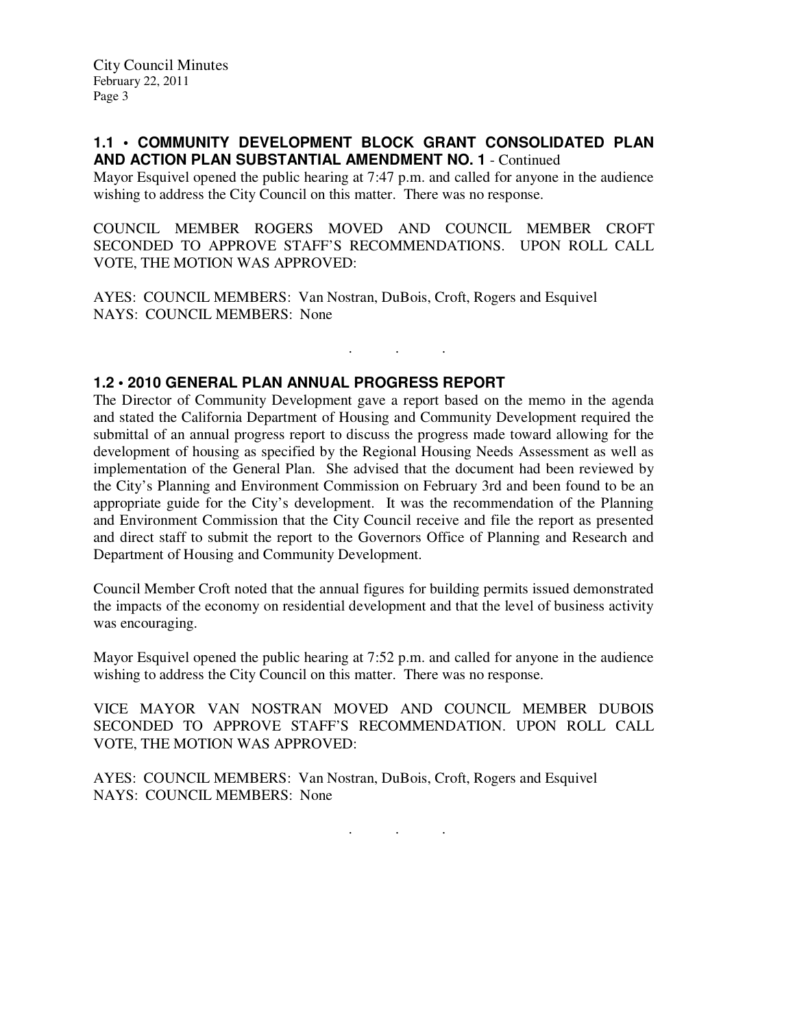### 1.1 • COMMUNITY DEVELOPMENT BLOCK GRANT CONSOLIDATED PLAN AND ACTION PLAN SUBSTANTIAL AMENDMENT NO. 1 - Continued

Mayor Esquivel opened the public hearing at 7:47 p.m. and called for anyone in the audience wishing to address the City Council on this matter. There was no response.

COUNCIL MEMBER ROGERS MOVED AND COUNCIL MEMBER CROFT SECONDED TO APPROVE STAFF'S RECOMMENDATIONS. UPON ROLL CALL VOTE, THE MOTION WAS APPROVED:

AYES: COUNCIL MEMBERS: Van Nostran, DuBois, Croft, Rogers and Esquivel
NAYS: COUNCIL MEMBERS: None

. . .

### 1.2 • 2010 GENERAL PLAN ANNUAL PROGRESS REPORT

The Director of Community Development gave a report based on the memo in the agenda and stated the California Department of Housing and Community Development required the submittal of an annual progress report to discuss the progress made toward allowing for the development of housing as specified by the Regional Housing Needs Assessment as well as implementation of the General Plan. She advised that the document had been reviewed by the City's Planning and Environment Commission on February 3rd and been found to be an appropriate guide for the City's development. It was the recommendation of the Planning and Environment Commission that the City Council receive and file the report as presented and direct staff to submit the report to the Governors Office of Planning and Research and Department of Housing and Community Development.

Council Member Croft noted that the annual figures for building permits issued demonstrated the impacts of the economy on residential development and that the level of business activity was encouraging.

Mayor Esquivel opened the public hearing at 7:52 p.m. and called for anyone in the audience wishing to address the City Council on this matter. There was no response.

VICE MAYOR VAN NOSTRAN MOVED AND COUNCIL MEMBER DUBOIS SECONDED TO APPROVE STAFF'S RECOMMENDATION. UPON ROLL CALL VOTE, THE MOTION WAS APPROVED:

AYES: COUNCIL MEMBERS: Van Nostran, DuBois, Croft, Rogers and Esquivel
NAYS: COUNCIL MEMBERS: None

. . .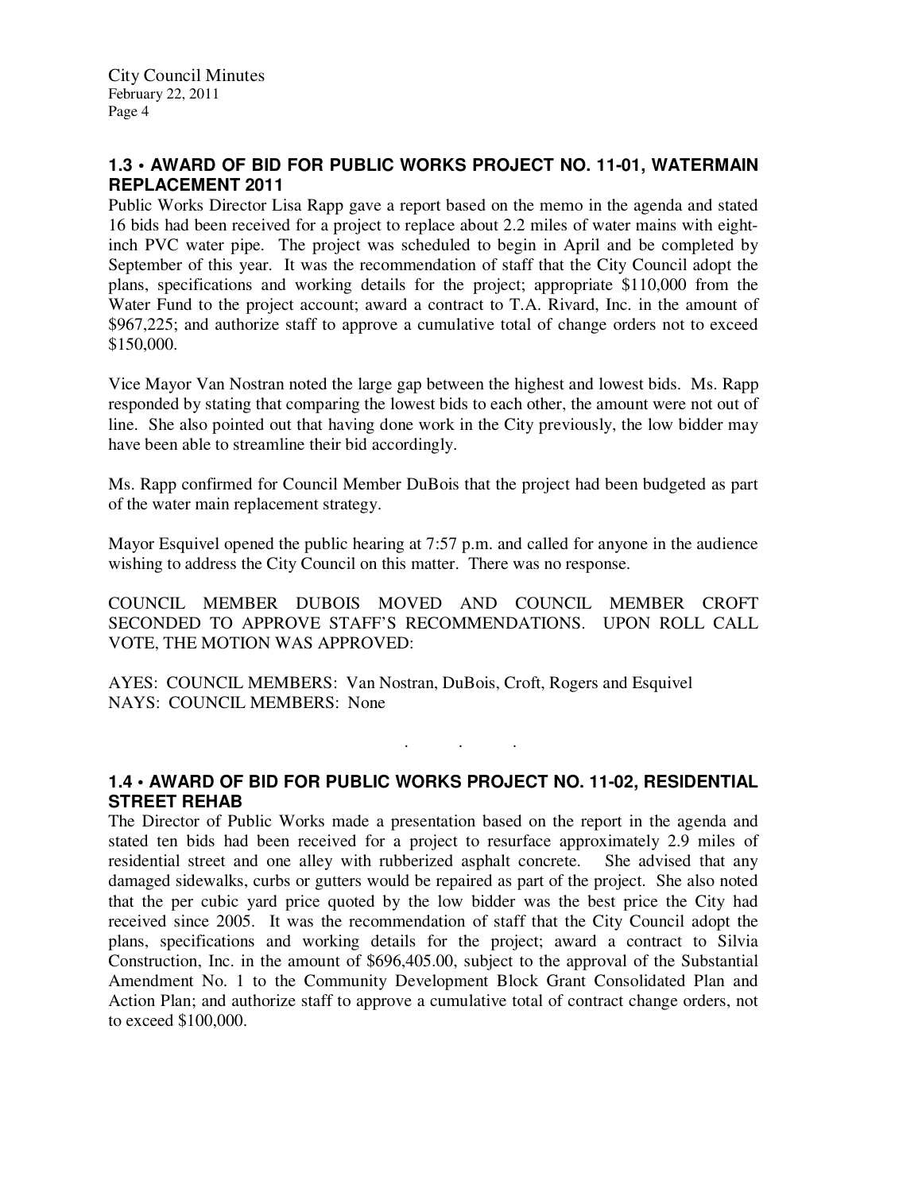### 1.3 • AWARD OF BID FOR PUBLIC WORKS PROJECT NO. 11-01, WATERMAIN REPLACEMENT 2011

Public Works Director Lisa Rapp gave a report based on the memo in the agenda and stated 16 bids had been received for a project to replace about 2.2 miles of water mains with eight-inch PVC water pipe. The project was scheduled to begin in April and be completed by September of this year. It was the recommendation of staff that the City Council adopt the plans, specifications and working details for the project; appropriate $110,000 from the Water Fund to the project account; award a contract to T.A. Rivard, Inc. in the amount of $967,225; and authorize staff to approve a cumulative total of change orders not to exceed $150,000.

Vice Mayor Van Nostran noted the large gap between the highest and lowest bids. Ms. Rapp responded by stating that comparing the lowest bids to each other, the amount were not out of line. She also pointed out that having done work in the City previously, the low bidder may have been able to streamline their bid accordingly.

Ms. Rapp confirmed for Council Member DuBois that the project had been budgeted as part of the water main replacement strategy.

Mayor Esquivel opened the public hearing at 7:57 p.m. and called for anyone in the audience wishing to address the City Council on this matter. There was no response.

COUNCIL MEMBER DUBOIS MOVED AND COUNCIL MEMBER CROFT SECONDED TO APPROVE STAFF'S RECOMMENDATIONS. UPON ROLL CALL VOTE, THE MOTION WAS APPROVED:

AYES: COUNCIL MEMBERS: Van Nostran, DuBois, Croft, Rogers and Esquivel
NAYS: COUNCIL MEMBERS: None

. . .

### 1.4 • AWARD OF BID FOR PUBLIC WORKS PROJECT NO. 11-02, RESIDENTIAL STREET REHAB

The Director of Public Works made a presentation based on the report in the agenda and stated ten bids had been received for a project to resurface approximately 2.9 miles of residential street and one alley with rubberized asphalt concrete. She advised that any damaged sidewalks, curbs or gutters would be repaired as part of the project. She also noted that the per cubic yard price quoted by the low bidder was the best price the City had received since 2005. It was the recommendation of staff that the City Council adopt the plans, specifications and working details for the project; award a contract to Silvia Construction, Inc. in the amount of $696,405.00, subject to the approval of the Substantial Amendment No. 1 to the Community Development Block Grant Consolidated Plan and Action Plan; and authorize staff to approve a cumulative total of contract change orders, not to exceed $100,000.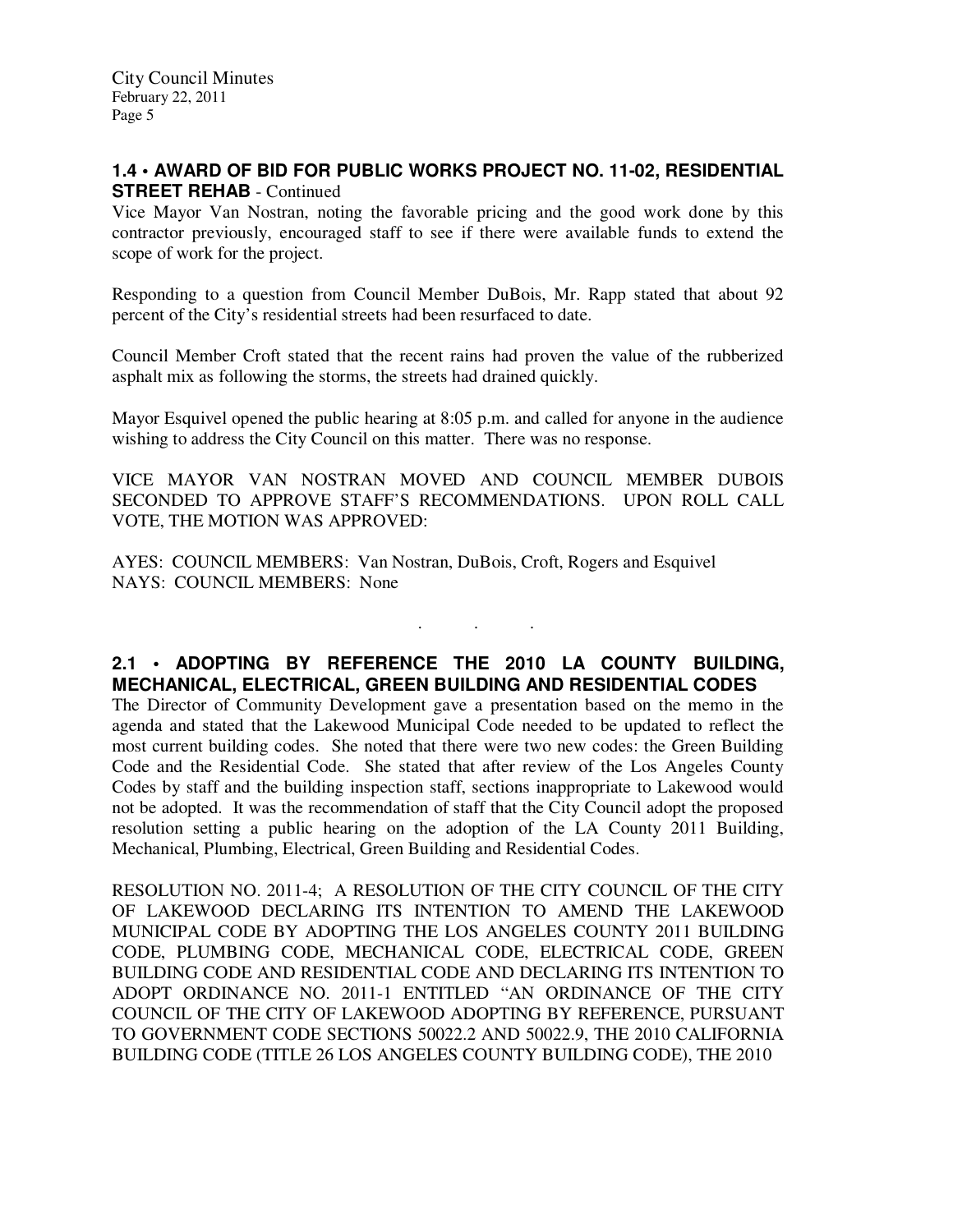## 1.4 • AWARD OF BID FOR PUBLIC WORKS PROJECT NO. 11-02, RESIDENTIAL STREET REHAB - Continued

Vice Mayor Van Nostran, noting the favorable pricing and the good work done by this contractor previously, encouraged staff to see if there were available funds to extend the scope of work for the project.

Responding to a question from Council Member DuBois, Mr. Rapp stated that about 92 percent of the City's residential streets had been resurfaced to date.

Council Member Croft stated that the recent rains had proven the value of the rubberized asphalt mix as following the storms, the streets had drained quickly.

Mayor Esquivel opened the public hearing at 8:05 p.m. and called for anyone in the audience wishing to address the City Council on this matter. There was no response.

VICE MAYOR VAN NOSTRAN MOVED AND COUNCIL MEMBER DUBOIS SECONDED TO APPROVE STAFF'S RECOMMENDATIONS. UPON ROLL CALL VOTE, THE MOTION WAS APPROVED:

AYES: COUNCIL MEMBERS: Van Nostran, DuBois, Croft, Rogers and Esquivel
NAYS: COUNCIL MEMBERS: None

. . .

## 2.1 • ADOPTING BY REFERENCE THE 2010 LA COUNTY BUILDING, MECHANICAL, ELECTRICAL, GREEN BUILDING AND RESIDENTIAL CODES

The Director of Community Development gave a presentation based on the memo in the agenda and stated that the Lakewood Municipal Code needed to be updated to reflect the most current building codes. She noted that there were two new codes: the Green Building Code and the Residential Code. She stated that after review of the Los Angeles County Codes by staff and the building inspection staff, sections inappropriate to Lakewood would not be adopted. It was the recommendation of staff that the City Council adopt the proposed resolution setting a public hearing on the adoption of the LA County 2011 Building, Mechanical, Plumbing, Electrical, Green Building and Residential Codes.

RESOLUTION NO. 2011-4; A RESOLUTION OF THE CITY COUNCIL OF THE CITY OF LAKEWOOD DECLARING ITS INTENTION TO AMEND THE LAKEWOOD MUNICIPAL CODE BY ADOPTING THE LOS ANGELES COUNTY 2011 BUILDING CODE, PLUMBING CODE, MECHANICAL CODE, ELECTRICAL CODE, GREEN BUILDING CODE AND RESIDENTIAL CODE AND DECLARING ITS INTENTION TO ADOPT ORDINANCE NO. 2011-1 ENTITLED "AN ORDINANCE OF THE CITY COUNCIL OF THE CITY OF LAKEWOOD ADOPTING BY REFERENCE, PURSUANT TO GOVERNMENT CODE SECTIONS 50022.2 AND 50022.9, THE 2010 CALIFORNIA BUILDING CODE (TITLE 26 LOS ANGELES COUNTY BUILDING CODE), THE 2010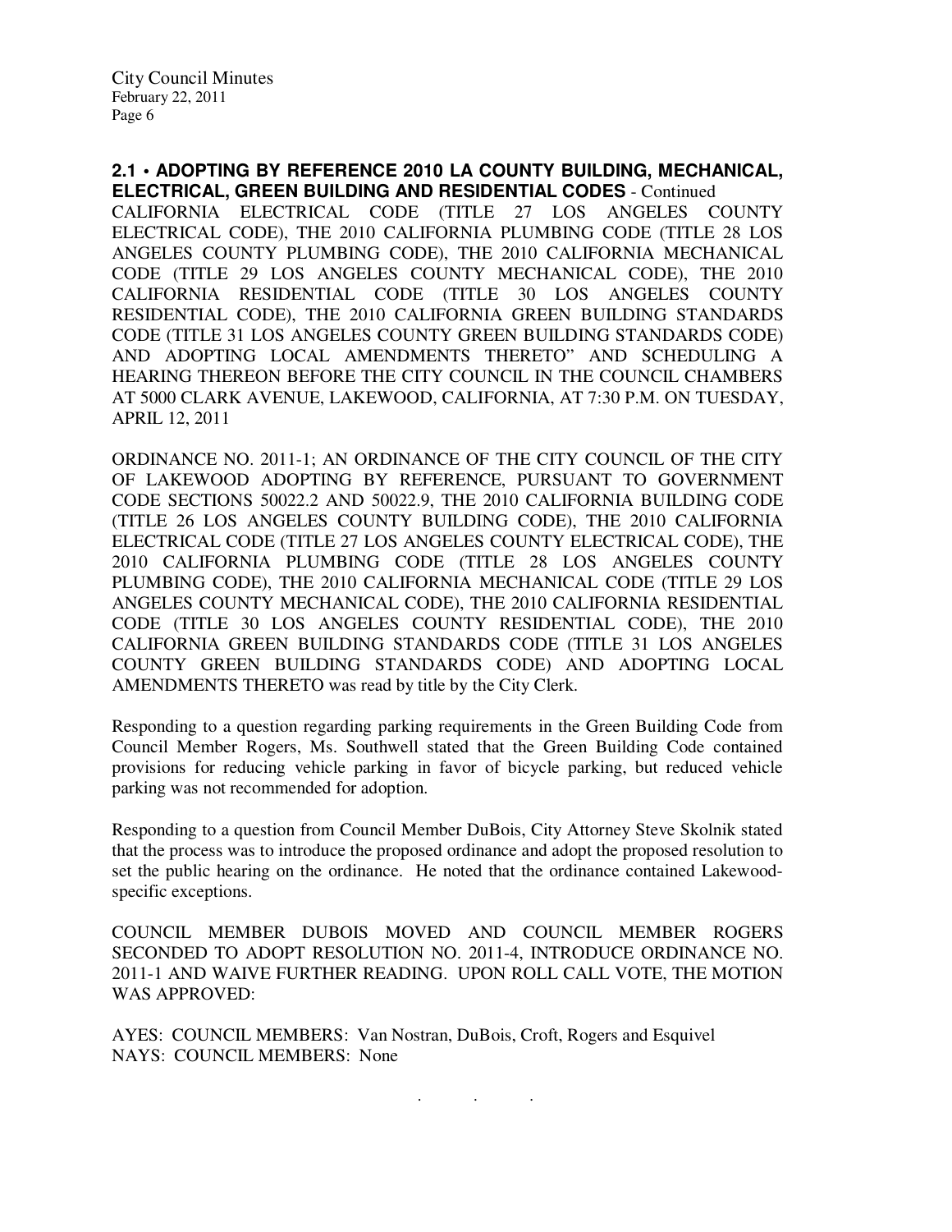**2.1 • ADOPTING BY REFERENCE 2010 LA COUNTY BUILDING, MECHANICAL, ELECTRICAL, GREEN BUILDING AND RESIDENTIAL CODES** - Continued

CALIFORNIA ELECTRICAL CODE (TITLE 27 LOS ANGELES COUNTY ELECTRICAL CODE), THE 2010 CALIFORNIA PLUMBING CODE (TITLE 28 LOS ANGELES COUNTY PLUMBING CODE), THE 2010 CALIFORNIA MECHANICAL CODE (TITLE 29 LOS ANGELES COUNTY MECHANICAL CODE), THE 2010 CALIFORNIA RESIDENTIAL CODE (TITLE 30 LOS ANGELES COUNTY RESIDENTIAL CODE), THE 2010 CALIFORNIA GREEN BUILDING STANDARDS CODE (TITLE 31 LOS ANGELES COUNTY GREEN BUILDING STANDARDS CODE) AND ADOPTING LOCAL AMENDMENTS THERETO" AND SCHEDULING A HEARING THEREON BEFORE THE CITY COUNCIL IN THE COUNCIL CHAMBERS AT 5000 CLARK AVENUE, LAKEWOOD, CALIFORNIA, AT 7:30 P.M. ON TUESDAY, APRIL 12, 2011

ORDINANCE NO. 2011-1; AN ORDINANCE OF THE CITY COUNCIL OF THE CITY OF LAKEWOOD ADOPTING BY REFERENCE, PURSUANT TO GOVERNMENT CODE SECTIONS 50022.2 AND 50022.9, THE 2010 CALIFORNIA BUILDING CODE (TITLE 26 LOS ANGELES COUNTY BUILDING CODE), THE 2010 CALIFORNIA ELECTRICAL CODE (TITLE 27 LOS ANGELES COUNTY ELECTRICAL CODE), THE 2010 CALIFORNIA PLUMBING CODE (TITLE 28 LOS ANGELES COUNTY PLUMBING CODE), THE 2010 CALIFORNIA MECHANICAL CODE (TITLE 29 LOS ANGELES COUNTY MECHANICAL CODE), THE 2010 CALIFORNIA RESIDENTIAL CODE (TITLE 30 LOS ANGELES COUNTY RESIDENTIAL CODE), THE 2010 CALIFORNIA GREEN BUILDING STANDARDS CODE (TITLE 31 LOS ANGELES COUNTY GREEN BUILDING STANDARDS CODE) AND ADOPTING LOCAL AMENDMENTS THERETO was read by title by the City Clerk.

Responding to a question regarding parking requirements in the Green Building Code from Council Member Rogers, Ms. Southwell stated that the Green Building Code contained provisions for reducing vehicle parking in favor of bicycle parking, but reduced vehicle parking was not recommended for adoption.

Responding to a question from Council Member DuBois, City Attorney Steve Skolnik stated that the process was to introduce the proposed ordinance and adopt the proposed resolution to set the public hearing on the ordinance. He noted that the ordinance contained Lakewood-specific exceptions.

COUNCIL MEMBER DUBOIS MOVED AND COUNCIL MEMBER ROGERS SECONDED TO ADOPT RESOLUTION NO. 2011-4, INTRODUCE ORDINANCE NO. 2011-1 AND WAIVE FURTHER READING. UPON ROLL CALL VOTE, THE MOTION WAS APPROVED:

AYES: COUNCIL MEMBERS: Van Nostran, DuBois, Croft, Rogers and Esquivel
NAYS: COUNCIL MEMBERS: None

. . .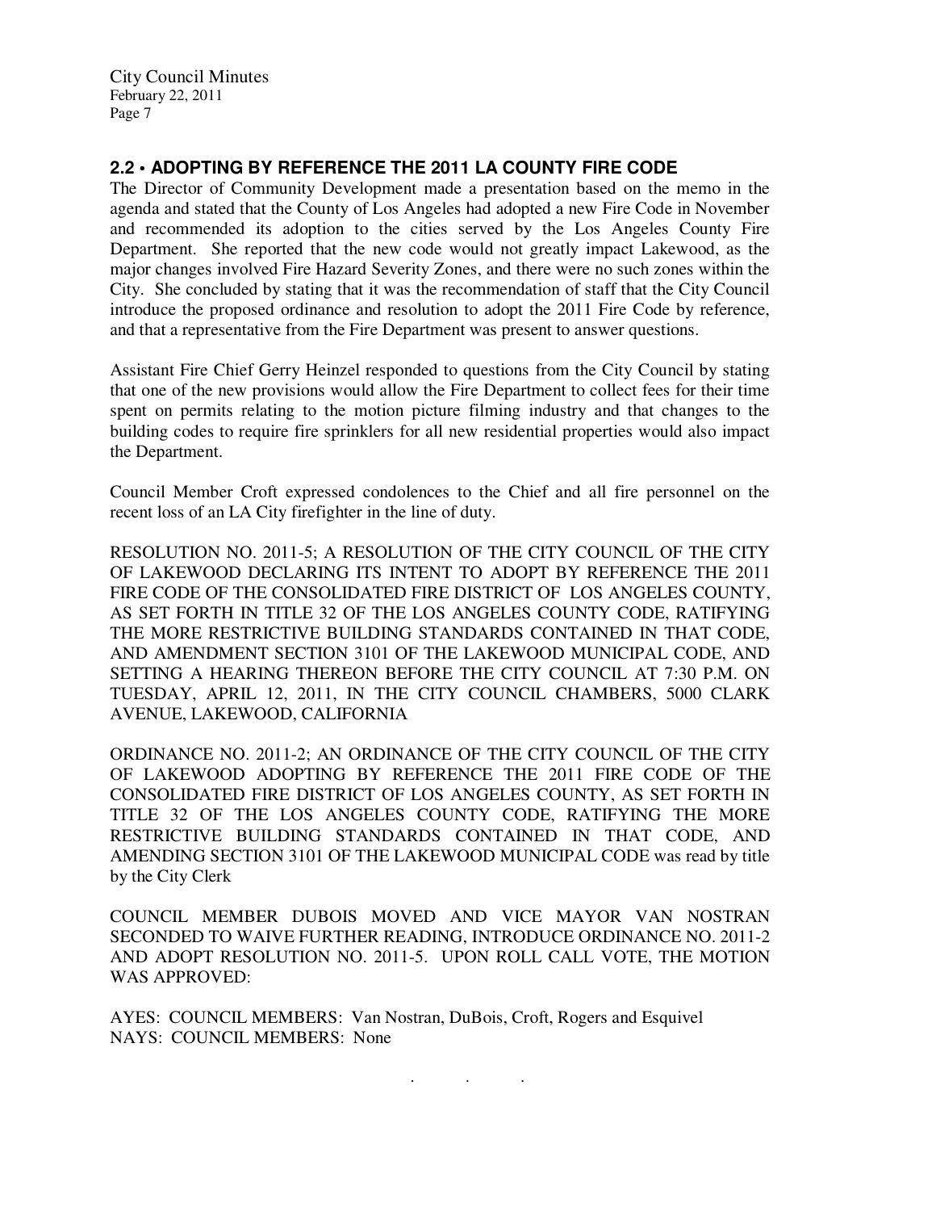## 2.2 • ADOPTING BY REFERENCE THE 2011 LA COUNTY FIRE CODE

The Director of Community Development made a presentation based on the memo in the agenda and stated that the County of Los Angeles had adopted a new Fire Code in November and recommended its adoption to the cities served by the Los Angeles County Fire Department. She reported that the new code would not greatly impact Lakewood, as the major changes involved Fire Hazard Severity Zones, and there were no such zones within the City. She concluded by stating that it was the recommendation of staff that the City Council introduce the proposed ordinance and resolution to adopt the 2011 Fire Code by reference, and that a representative from the Fire Department was present to answer questions.

Assistant Fire Chief Gerry Heinzel responded to questions from the City Council by stating that one of the new provisions would allow the Fire Department to collect fees for their time spent on permits relating to the motion picture filming industry and that changes to the building codes to require fire sprinklers for all new residential properties would also impact the Department.

Council Member Croft expressed condolences to the Chief and all fire personnel on the recent loss of an LA City firefighter in the line of duty.

RESOLUTION NO. 2011-5; A RESOLUTION OF THE CITY COUNCIL OF THE CITY OF LAKEWOOD DECLARING ITS INTENT TO ADOPT BY REFERENCE THE 2011 FIRE CODE OF THE CONSOLIDATED FIRE DISTRICT OF LOS ANGELES COUNTY, AS SET FORTH IN TITLE 32 OF THE LOS ANGELES COUNTY CODE, RATIFYING THE MORE RESTRICTIVE BUILDING STANDARDS CONTAINED IN THAT CODE, AND AMENDMENT SECTION 3101 OF THE LAKEWOOD MUNICIPAL CODE, AND SETTING A HEARING THEREON BEFORE THE CITY COUNCIL AT 7:30 P.M. ON TUESDAY, APRIL 12, 2011, IN THE CITY COUNCIL CHAMBERS, 5000 CLARK AVENUE, LAKEWOOD, CALIFORNIA

ORDINANCE NO. 2011-2; AN ORDINANCE OF THE CITY COUNCIL OF THE CITY OF LAKEWOOD ADOPTING BY REFERENCE THE 2011 FIRE CODE OF THE CONSOLIDATED FIRE DISTRICT OF LOS ANGELES COUNTY, AS SET FORTH IN TITLE 32 OF THE LOS ANGELES COUNTY CODE, RATIFYING THE MORE RESTRICTIVE BUILDING STANDARDS CONTAINED IN THAT CODE, AND AMENDING SECTION 3101 OF THE LAKEWOOD MUNICIPAL CODE was read by title by the City Clerk

COUNCIL MEMBER DUBOIS MOVED AND VICE MAYOR VAN NOSTRAN SECONDED TO WAIVE FURTHER READING, INTRODUCE ORDINANCE NO. 2011-2 AND ADOPT RESOLUTION NO. 2011-5. UPON ROLL CALL VOTE, THE MOTION WAS APPROVED:

AYES: COUNCIL MEMBERS: Van Nostran, DuBois, Croft, Rogers and Esquivel
NAYS: COUNCIL MEMBERS: None

. . .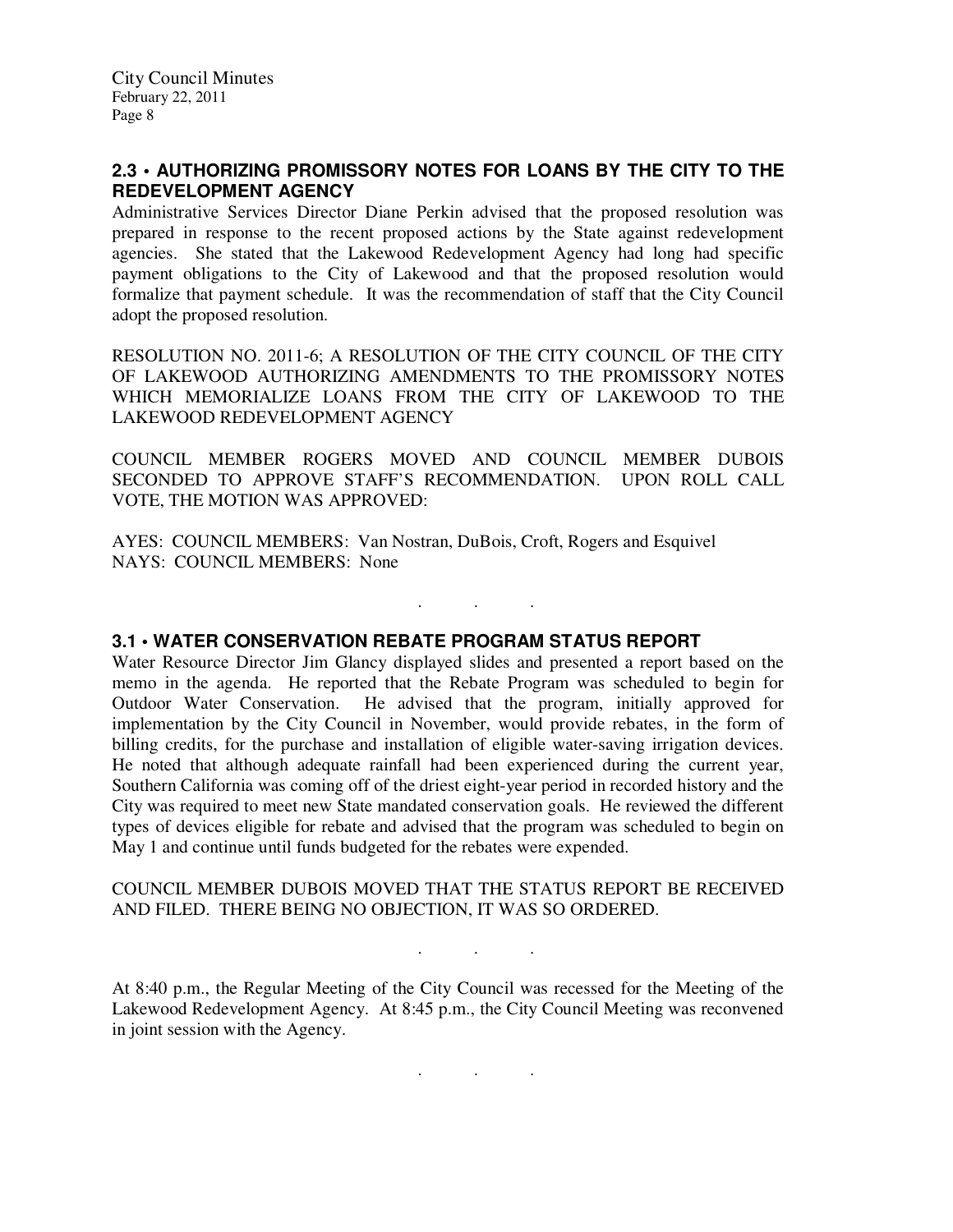## 2.3 • AUTHORIZING PROMISSORY NOTES FOR LOANS BY THE CITY TO THE REDEVELOPMENT AGENCY

Administrative Services Director Diane Perkin advised that the proposed resolution was prepared in response to the recent proposed actions by the State against redevelopment agencies. She stated that the Lakewood Redevelopment Agency had long had specific payment obligations to the City of Lakewood and that the proposed resolution would formalize that payment schedule. It was the recommendation of staff that the City Council adopt the proposed resolution.

RESOLUTION NO. 2011-6; A RESOLUTION OF THE CITY COUNCIL OF THE CITY OF LAKEWOOD AUTHORIZING AMENDMENTS TO THE PROMISSORY NOTES WHICH MEMORIALIZE LOANS FROM THE CITY OF LAKEWOOD TO THE LAKEWOOD REDEVELOPMENT AGENCY

COUNCIL MEMBER ROGERS MOVED AND COUNCIL MEMBER DUBOIS SECONDED TO APPROVE STAFF'S RECOMMENDATION. UPON ROLL CALL VOTE, THE MOTION WAS APPROVED:

AYES: COUNCIL MEMBERS: Van Nostran, DuBois, Croft, Rogers and Esquivel
NAYS: COUNCIL MEMBERS: None

. . .

## 3.1 • WATER CONSERVATION REBATE PROGRAM STATUS REPORT

Water Resource Director Jim Glancy displayed slides and presented a report based on the memo in the agenda. He reported that the Rebate Program was scheduled to begin for Outdoor Water Conservation. He advised that the program, initially approved for implementation by the City Council in November, would provide rebates, in the form of billing credits, for the purchase and installation of eligible water-saving irrigation devices. He noted that although adequate rainfall had been experienced during the current year, Southern California was coming off of the driest eight-year period in recorded history and the City was required to meet new State mandated conservation goals. He reviewed the different types of devices eligible for rebate and advised that the program was scheduled to begin on May 1 and continue until funds budgeted for the rebates were expended.

COUNCIL MEMBER DUBOIS MOVED THAT THE STATUS REPORT BE RECEIVED AND FILED. THERE BEING NO OBJECTION, IT WAS SO ORDERED.

. . .

At 8:40 p.m., the Regular Meeting of the City Council was recessed for the Meeting of the Lakewood Redevelopment Agency. At 8:45 p.m., the City Council Meeting was reconvened in joint session with the Agency.

. . .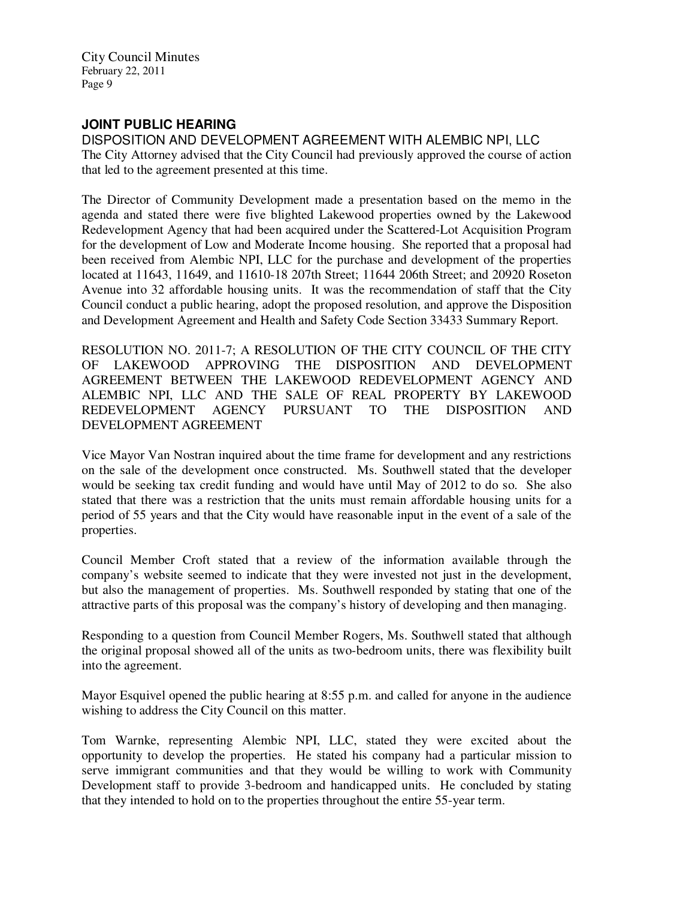## JOINT PUBLIC HEARING

DISPOSITION AND DEVELOPMENT AGREEMENT WITH ALEMBIC NPI, LLC

The City Attorney advised that the City Council had previously approved the course of action that led to the agreement presented at this time.

The Director of Community Development made a presentation based on the memo in the agenda and stated there were five blighted Lakewood properties owned by the Lakewood Redevelopment Agency that had been acquired under the Scattered-Lot Acquisition Program for the development of Low and Moderate Income housing. She reported that a proposal had been received from Alembic NPI, LLC for the purchase and development of the properties located at 11643, 11649, and 11610-18 207th Street; 11644 206th Street; and 20920 Roseton Avenue into 32 affordable housing units. It was the recommendation of staff that the City Council conduct a public hearing, adopt the proposed resolution, and approve the Disposition and Development Agreement and Health and Safety Code Section 33433 Summary Report.

RESOLUTION NO. 2011-7; A RESOLUTION OF THE CITY COUNCIL OF THE CITY OF LAKEWOOD APPROVING THE DISPOSITION AND DEVELOPMENT AGREEMENT BETWEEN THE LAKEWOOD REDEVELOPMENT AGENCY AND ALEMBIC NPI, LLC AND THE SALE OF REAL PROPERTY BY LAKEWOOD REDEVELOPMENT AGENCY PURSUANT TO THE DISPOSITION AND DEVELOPMENT AGREEMENT

Vice Mayor Van Nostran inquired about the time frame for development and any restrictions on the sale of the development once constructed. Ms. Southwell stated that the developer would be seeking tax credit funding and would have until May of 2012 to do so. She also stated that there was a restriction that the units must remain affordable housing units for a period of 55 years and that the City would have reasonable input in the event of a sale of the properties.

Council Member Croft stated that a review of the information available through the company's website seemed to indicate that they were invested not just in the development, but also the management of properties. Ms. Southwell responded by stating that one of the attractive parts of this proposal was the company's history of developing and then managing.

Responding to a question from Council Member Rogers, Ms. Southwell stated that although the original proposal showed all of the units as two-bedroom units, there was flexibility built into the agreement.

Mayor Esquivel opened the public hearing at 8:55 p.m. and called for anyone in the audience wishing to address the City Council on this matter.

Tom Warnke, representing Alembic NPI, LLC, stated they were excited about the opportunity to develop the properties. He stated his company had a particular mission to serve immigrant communities and that they would be willing to work with Community Development staff to provide 3-bedroom and handicapped units. He concluded by stating that they intended to hold on to the properties throughout the entire 55-year term.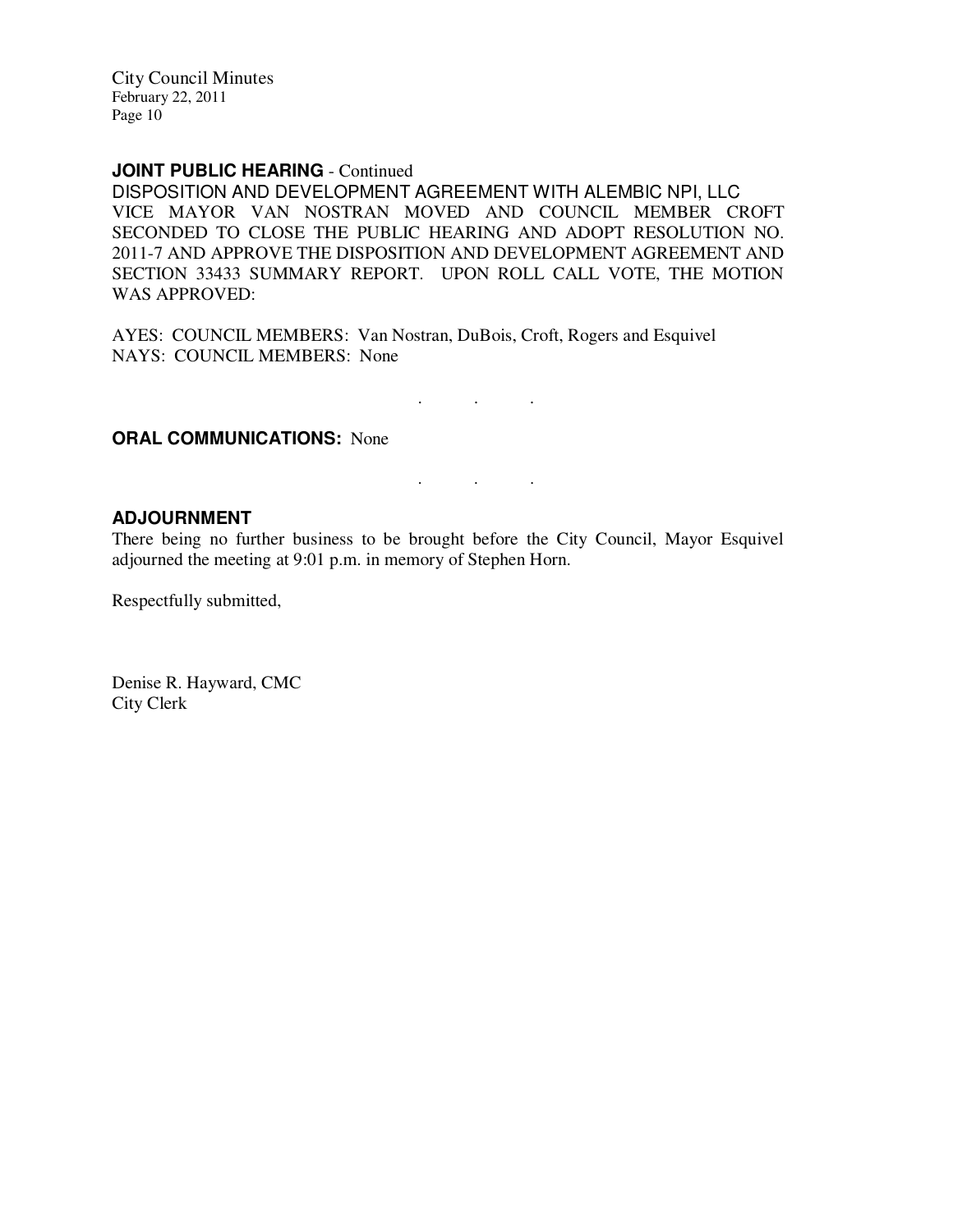**JOINT PUBLIC HEARING** - Continued

DISPOSITION AND DEVELOPMENT AGREEMENT WITH ALEMBIC NPI, LLC

VICE MAYOR VAN NOSTRAN MOVED AND COUNCIL MEMBER CROFT SECONDED TO CLOSE THE PUBLIC HEARING AND ADOPT RESOLUTION NO. 2011-7 AND APPROVE THE DISPOSITION AND DEVELOPMENT AGREEMENT AND SECTION 33433 SUMMARY REPORT. UPON ROLL CALL VOTE, THE MOTION WAS APPROVED:

AYES: COUNCIL MEMBERS: Van Nostran, DuBois, Croft, Rogers and Esquivel
NAYS: COUNCIL MEMBERS: None

. . .

**ORAL COMMUNICATIONS:** None

. . .

**ADJOURNMENT**

There being no further business to be brought before the City Council, Mayor Esquivel adjourned the meeting at 9:01 p.m. in memory of Stephen Horn.

Respectfully submitted,

Denise R. Hayward, CMC
City Clerk